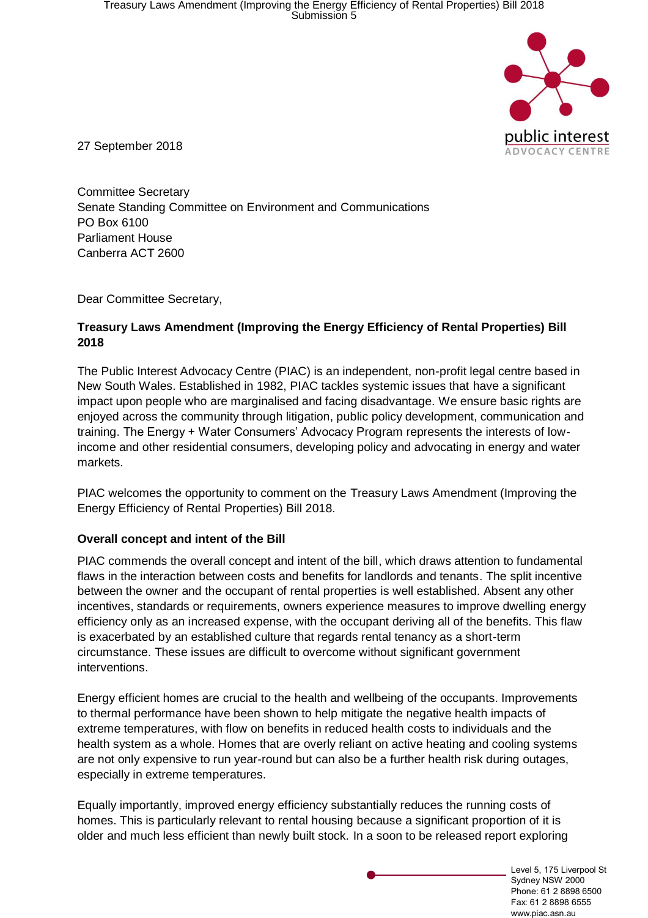27 September 2018

Committee Secretary
Senate Standing Committee on Environment and Communications
PO Box 6100
Parliament House
Canberra ACT 2600

Dear Committee Secretary,

**Treasury Laws Amendment (Improving the Energy Efficiency of Rental Properties) Bill 2018**

The Public Interest Advocacy Centre (PIAC) is an independent, non-profit legal centre based in New South Wales. Established in 1982, PIAC tackles systemic issues that have a significant impact upon people who are marginalised and facing disadvantage. We ensure basic rights are enjoyed across the community through litigation, public policy development, communication and training. The Energy + Water Consumers' Advocacy Program represents the interests of low-income and other residential consumers, developing policy and advocating in energy and water markets.

PIAC welcomes the opportunity to comment on the Treasury Laws Amendment (Improving the Energy Efficiency of Rental Properties) Bill 2018.

**Overall concept and intent of the Bill**

PIAC commends the overall concept and intent of the bill, which draws attention to fundamental flaws in the interaction between costs and benefits for landlords and tenants. The split incentive between the owner and the occupant of rental properties is well established. Absent any other incentives, standards or requirements, owners experience measures to improve dwelling energy efficiency only as an increased expense, with the occupant deriving all of the benefits. This flaw is exacerbated by an established culture that regards rental tenancy as a short-term circumstance. These issues are difficult to overcome without significant government interventions.

Energy efficient homes are crucial to the health and wellbeing of the occupants. Improvements to thermal performance have been shown to help mitigate the negative health impacts of extreme temperatures, with flow on benefits in reduced health costs to individuals and the health system as a whole. Homes that are overly reliant on active heating and cooling systems are not only expensive to run year-round but can also be a further health risk during outages, especially in extreme temperatures.

Equally importantly, improved energy efficiency substantially reduces the running costs of homes. This is particularly relevant to rental housing because a significant proportion of it is older and much less efficient than newly built stock. In a soon to be released report exploring

Level 5, 175 Liverpool St
Sydney NSW 2000
Phone: 61 2 8898 6500
Fax: 61 2 8898 6555
www.piac.asn.au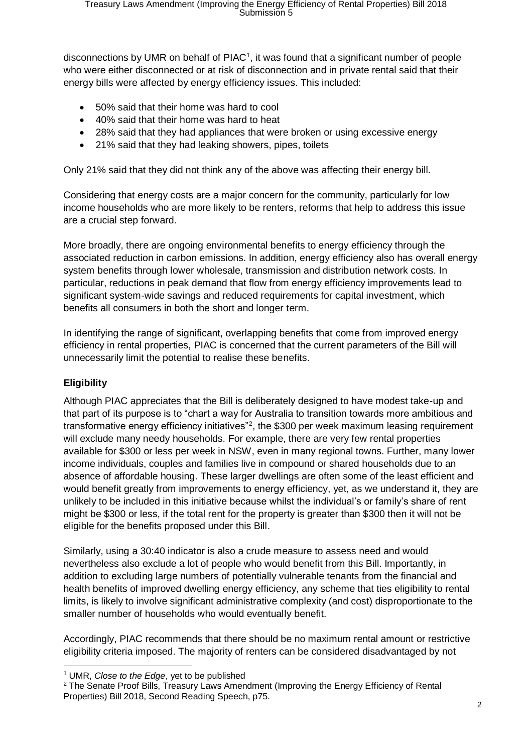disconnections by UMR on behalf of PIAC[1], it was found that a significant number of people who were either disconnected or at risk of disconnection and in private rental said that their energy bills were affected by energy efficiency issues. This included:

- 50% said that their home was hard to cool
- 40% said that their home was hard to heat
- 28% said that they had appliances that were broken or using excessive energy
- 21% said that they had leaking showers, pipes, toilets

Only 21% said that they did not think any of the above was affecting their energy bill.

Considering that energy costs are a major concern for the community, particularly for low income households who are more likely to be renters, reforms that help to address this issue are a crucial step forward.

More broadly, there are ongoing environmental benefits to energy efficiency through the associated reduction in carbon emissions. In addition, energy efficiency also has overall energy system benefits through lower wholesale, transmission and distribution network costs. In particular, reductions in peak demand that flow from energy efficiency improvements lead to significant system-wide savings and reduced requirements for capital investment, which benefits all consumers in both the short and longer term.

In identifying the range of significant, overlapping benefits that come from improved energy efficiency in rental properties, PIAC is concerned that the current parameters of the Bill will unnecessarily limit the potential to realise these benefits.

**Eligibility**

Although PIAC appreciates that the Bill is deliberately designed to have modest take-up and that part of its purpose is to "chart a way for Australia to transition towards more ambitious and transformative energy efficiency initiatives"[2], the $300 per week maximum leasing requirement will exclude many needy households. For example, there are very few rental properties available for $300 or less per week in NSW, even in many regional towns. Further, many lower income individuals, couples and families live in compound or shared households due to an absence of affordable housing. These larger dwellings are often some of the least efficient and would benefit greatly from improvements to energy efficiency, yet, as we understand it, they are unlikely to be included in this initiative because whilst the individual's or family's share of rent might be $300 or less, if the total rent for the property is greater than $300 then it will not be eligible for the benefits proposed under this Bill.

Similarly, using a 30:40 indicator is also a crude measure to assess need and would nevertheless also exclude a lot of people who would benefit from this Bill. Importantly, in addition to excluding large numbers of potentially vulnerable tenants from the financial and health benefits of improved dwelling energy efficiency, any scheme that ties eligibility to rental limits, is likely to involve significant administrative complexity (and cost) disproportionate to the smaller number of households who would eventually benefit.

Accordingly, PIAC recommends that there should be no maximum rental amount or restrictive eligibility criteria imposed. The majority of renters can be considered disadvantaged by not

---

[1] UMR, *Close to the Edge*, yet to be published

[2] The Senate Proof Bills, Treasury Laws Amendment (Improving the Energy Efficiency of Rental Properties) Bill 2018, Second Reading Speech, p75.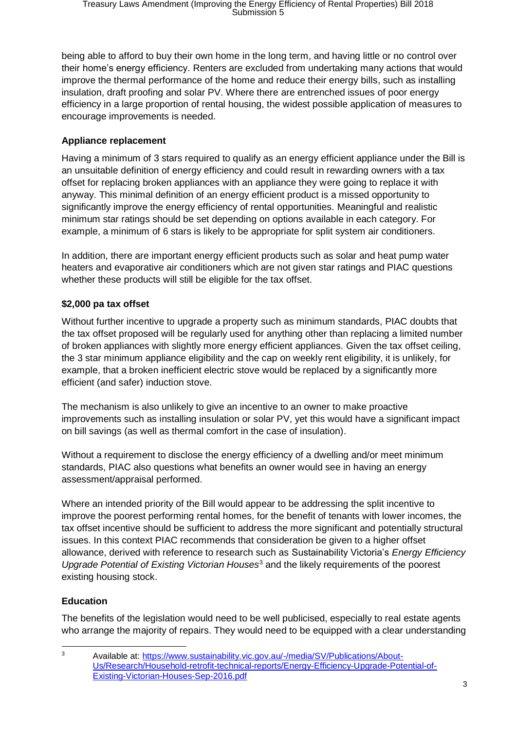being able to afford to buy their own home in the long term, and having little or no control over their home's energy efficiency. Renters are excluded from undertaking many actions that would improve the thermal performance of the home and reduce their energy bills, such as installing insulation, draft proofing and solar PV. Where there are entrenched issues of poor energy efficiency in a large proportion of rental housing, the widest possible application of measures to encourage improvements is needed.

### Appliance replacement

Having a minimum of 3 stars required to qualify as an energy efficient appliance under the Bill is an unsuitable definition of energy efficiency and could result in rewarding owners with a tax offset for replacing broken appliances with an appliance they were going to replace it with anyway. This minimal definition of an energy efficient product is a missed opportunity to significantly improve the energy efficiency of rental opportunities. Meaningful and realistic minimum star ratings should be set depending on options available in each category. For example, a minimum of 6 stars is likely to be appropriate for split system air conditioners.

In addition, there are important energy efficient products such as solar and heat pump water heaters and evaporative air conditioners which are not given star ratings and PIAC questions whether these products will still be eligible for the tax offset.

### $2,000 pa tax offset

Without further incentive to upgrade a property such as minimum standards, PIAC doubts that the tax offset proposed will be regularly used for anything other than replacing a limited number of broken appliances with slightly more energy efficient appliances. Given the tax offset ceiling, the 3 star minimum appliance eligibility and the cap on weekly rent eligibility, it is unlikely, for example, that a broken inefficient electric stove would be replaced by a significantly more efficient (and safer) induction stove.

The mechanism is also unlikely to give an incentive to an owner to make proactive improvements such as installing insulation or solar PV, yet this would have a significant impact on bill savings (as well as thermal comfort in the case of insulation).

Without a requirement to disclose the energy efficiency of a dwelling and/or meet minimum standards, PIAC also questions what benefits an owner would see in having an energy assessment/appraisal performed.

Where an intended priority of the Bill would appear to be addressing the split incentive to improve the poorest performing rental homes, for the benefit of tenants with lower incomes, the tax offset incentive should be sufficient to address the more significant and potentially structural issues. In this context PIAC recommends that consideration be given to a higher offset allowance, derived with reference to research such as Sustainability Victoria's *Energy Efficiency Upgrade Potential of Existing Victorian Houses*[3] and the likely requirements of the poorest existing housing stock.

### Education

The benefits of the legislation would need to be well publicised, especially to real estate agents who arrange the majority of repairs. They would need to be equipped with a clear understanding

[3] Available at: https://www.sustainability.vic.gov.au/-/media/SV/Publications/About-Us/Research/Household-retrofit-technical-reports/Energy-Efficiency-Upgrade-Potential-of-Existing-Victorian-Houses-Sep-2016.pdf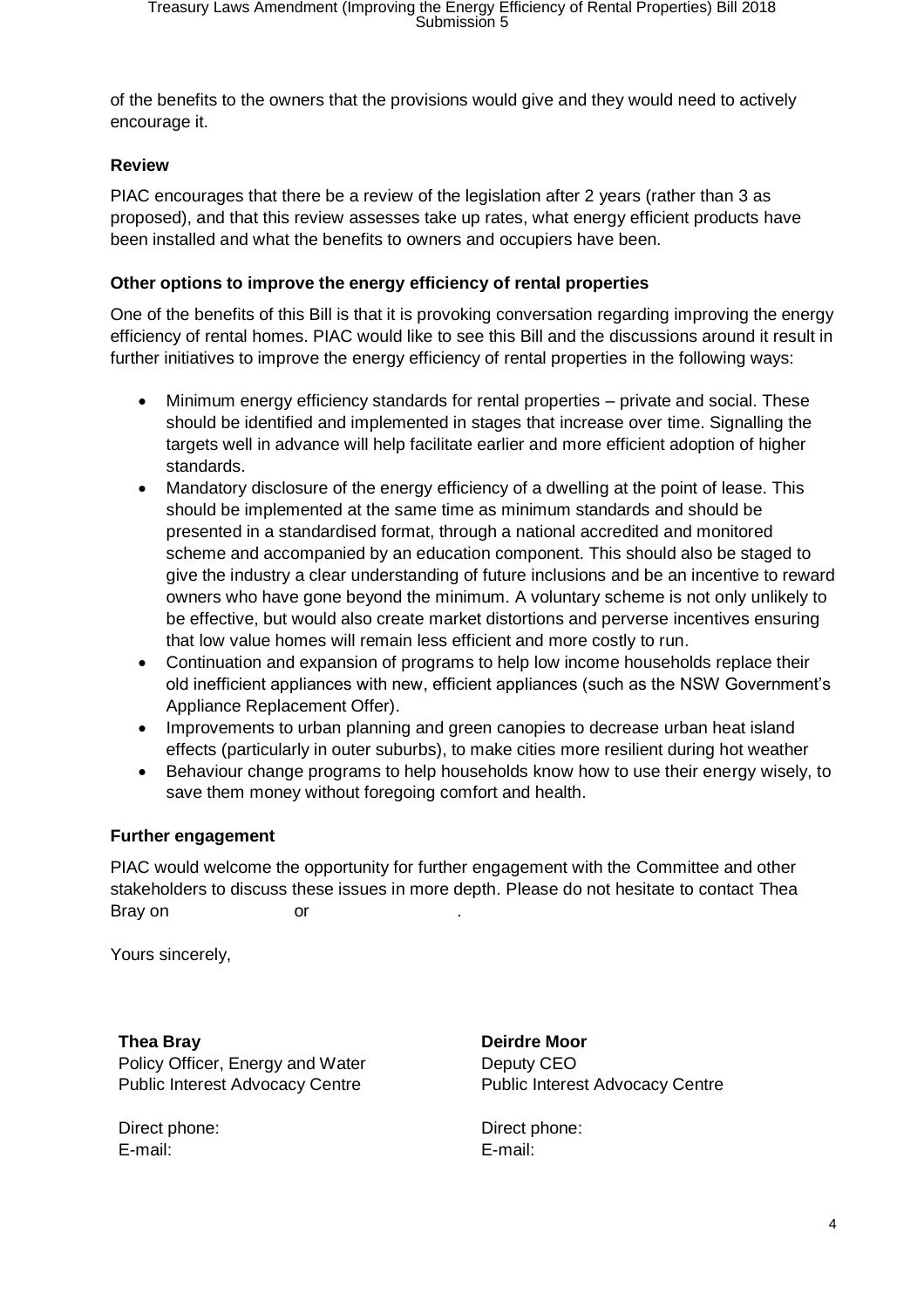of the benefits to the owners that the provisions would give and they would need to actively encourage it.

**Review**

PIAC encourages that there be a review of the legislation after 2 years (rather than 3 as proposed), and that this review assesses take up rates, what energy efficient products have been installed and what the benefits to owners and occupiers have been.

**Other options to improve the energy efficiency of rental properties**

One of the benefits of this Bill is that it is provoking conversation regarding improving the energy efficiency of rental homes. PIAC would like to see this Bill and the discussions around it result in further initiatives to improve the energy efficiency of rental properties in the following ways:

- Minimum energy efficiency standards for rental properties – private and social. These should be identified and implemented in stages that increase over time. Signalling the targets well in advance will help facilitate earlier and more efficient adoption of higher standards.
- Mandatory disclosure of the energy efficiency of a dwelling at the point of lease. This should be implemented at the same time as minimum standards and should be presented in a standardised format, through a national accredited and monitored scheme and accompanied by an education component. This should also be staged to give the industry a clear understanding of future inclusions and be an incentive to reward owners who have gone beyond the minimum. A voluntary scheme is not only unlikely to be effective, but would also create market distortions and perverse incentives ensuring that low value homes will remain less efficient and more costly to run.
- Continuation and expansion of programs to help low income households replace their old inefficient appliances with new, efficient appliances (such as the NSW Government's Appliance Replacement Offer).
- Improvements to urban planning and green canopies to decrease urban heat island effects (particularly in outer suburbs), to make cities more resilient during hot weather
- Behaviour change programs to help households know how to use their energy wisely, to save them money without foregoing comfort and health.

**Further engagement**

PIAC would welcome the opportunity for further engagement with the Committee and other stakeholders to discuss these issues in more depth. Please do not hesitate to contact Thea Bray on or .

Yours sincerely,

**Thea Bray**
Policy Officer, Energy and Water
Public Interest Advocacy Centre

Direct phone:
E-mail:

**Deirdre Moor**
Deputy CEO
Public Interest Advocacy Centre

Direct phone:
E-mail: